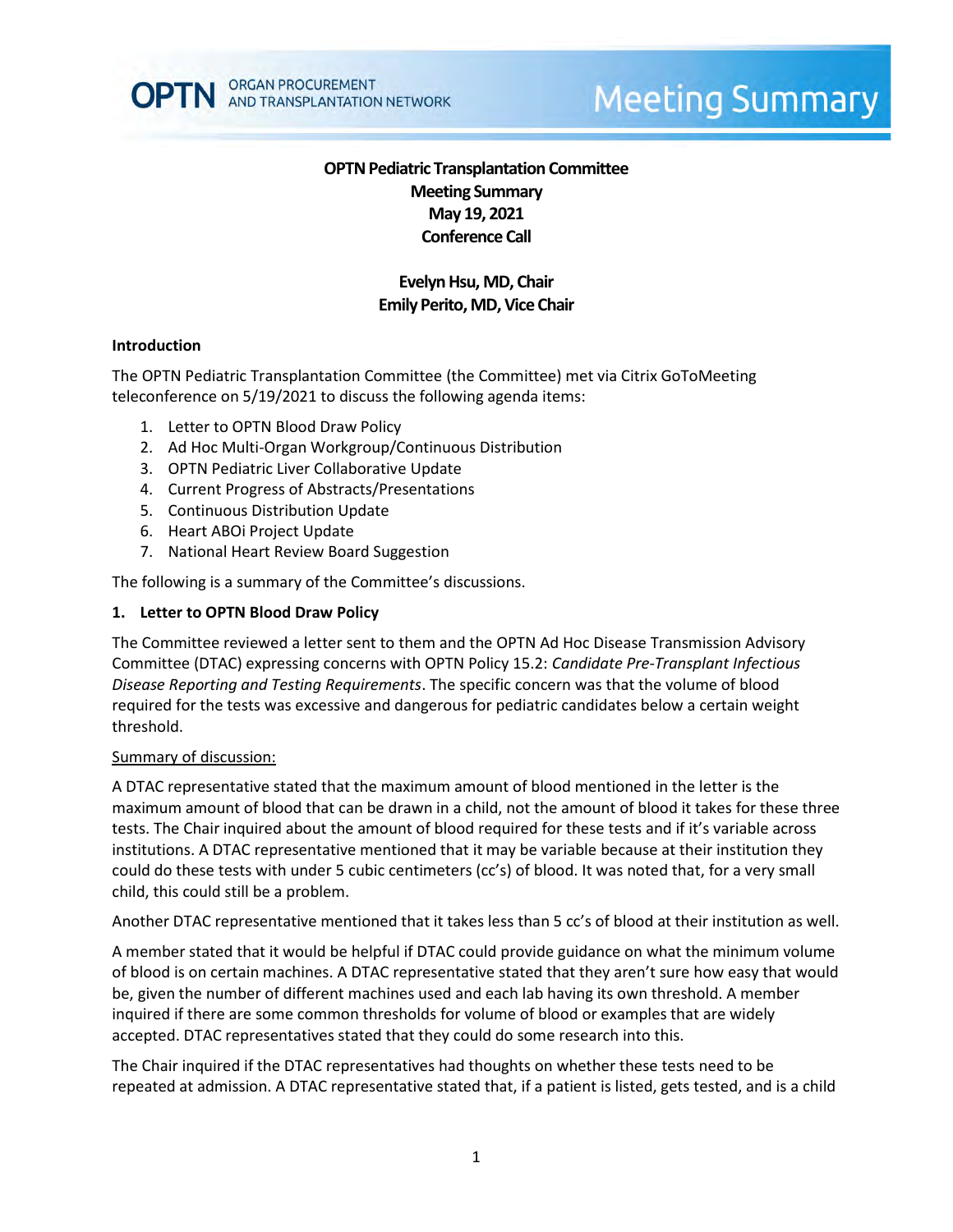OPTN ORGAN PROCUREMENT AND TRANSPLANTATION NETWORK

# Meeting Summary

**OPTN Pediatric Transplantation Committee**
**Meeting Summary**
**May 19, 2021**
**Conference Call**

**Evelyn Hsu, MD, Chair**
**Emily Perito, MD, Vice Chair**

## Introduction

The OPTN Pediatric Transplantation Committee (the Committee) met via Citrix GoToMeeting teleconference on 5/19/2021 to discuss the following agenda items:

1. Letter to OPTN Blood Draw Policy
2. Ad Hoc Multi-Organ Workgroup/Continuous Distribution
3. OPTN Pediatric Liver Collaborative Update
4. Current Progress of Abstracts/Presentations
5. Continuous Distribution Update
6. Heart ABOi Project Update
7. National Heart Review Board Suggestion

The following is a summary of the Committee's discussions.

## 1. Letter to OPTN Blood Draw Policy

The Committee reviewed a letter sent to them and the OPTN Ad Hoc Disease Transmission Advisory Committee (DTAC) expressing concerns with OPTN Policy 15.2: *Candidate Pre-Transplant Infectious Disease Reporting and Testing Requirements*. The specific concern was that the volume of blood required for the tests was excessive and dangerous for pediatric candidates below a certain weight threshold.

Summary of discussion:

A DTAC representative stated that the maximum amount of blood mentioned in the letter is the maximum amount of blood that can be drawn in a child, not the amount of blood it takes for these three tests. The Chair inquired about the amount of blood required for these tests and if it's variable across institutions. A DTAC representative mentioned that it may be variable because at their institution they could do these tests with under 5 cubic centimeters (cc's) of blood. It was noted that, for a very small child, this could still be a problem.

Another DTAC representative mentioned that it takes less than 5 cc's of blood at their institution as well.

A member stated that it would be helpful if DTAC could provide guidance on what the minimum volume of blood is on certain machines. A DTAC representative stated that they aren't sure how easy that would be, given the number of different machines used and each lab having its own threshold. A member inquired if there are some common thresholds for volume of blood or examples that are widely accepted. DTAC representatives stated that they could do some research into this.

The Chair inquired if the DTAC representatives had thoughts on whether these tests need to be repeated at admission. A DTAC representative stated that, if a patient is listed, gets tested, and is a child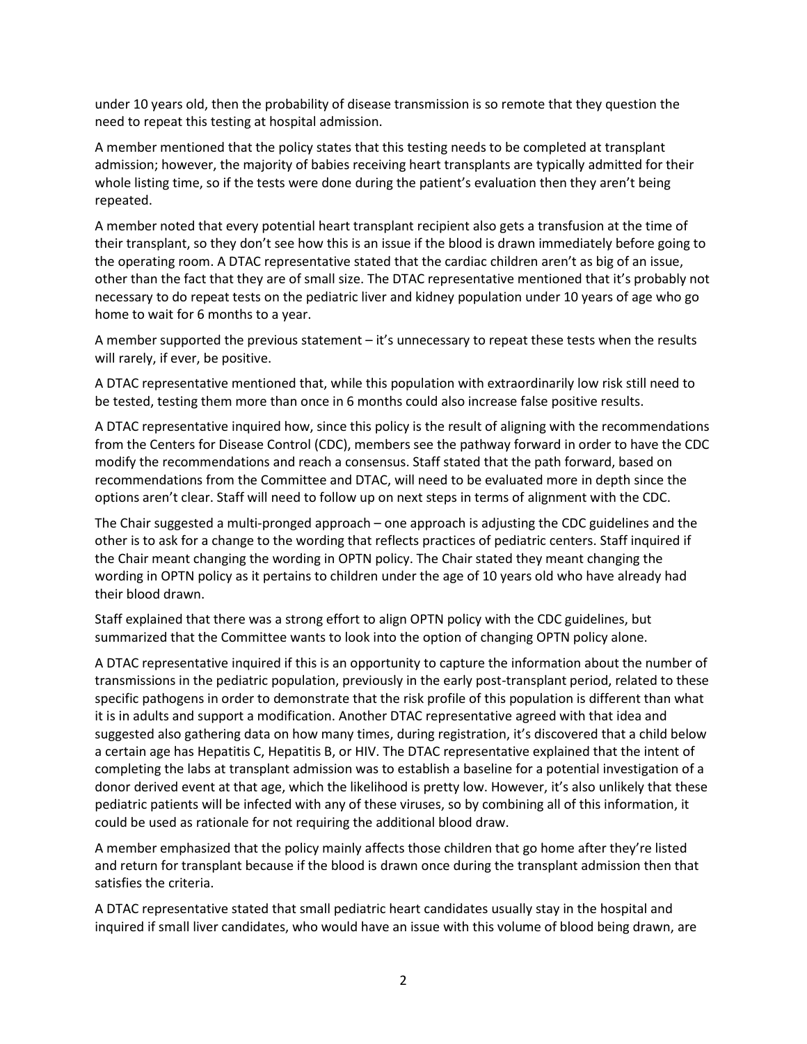under 10 years old, then the probability of disease transmission is so remote that they question the need to repeat this testing at hospital admission.

A member mentioned that the policy states that this testing needs to be completed at transplant admission; however, the majority of babies receiving heart transplants are typically admitted for their whole listing time, so if the tests were done during the patient's evaluation then they aren't being repeated.

A member noted that every potential heart transplant recipient also gets a transfusion at the time of their transplant, so they don't see how this is an issue if the blood is drawn immediately before going to the operating room. A DTAC representative stated that the cardiac children aren't as big of an issue, other than the fact that they are of small size. The DTAC representative mentioned that it's probably not necessary to do repeat tests on the pediatric liver and kidney population under 10 years of age who go home to wait for 6 months to a year.

A member supported the previous statement – it's unnecessary to repeat these tests when the results will rarely, if ever, be positive.

A DTAC representative mentioned that, while this population with extraordinarily low risk still need to be tested, testing them more than once in 6 months could also increase false positive results.

A DTAC representative inquired how, since this policy is the result of aligning with the recommendations from the Centers for Disease Control (CDC), members see the pathway forward in order to have the CDC modify the recommendations and reach a consensus. Staff stated that the path forward, based on recommendations from the Committee and DTAC, will need to be evaluated more in depth since the options aren't clear. Staff will need to follow up on next steps in terms of alignment with the CDC.

The Chair suggested a multi-pronged approach – one approach is adjusting the CDC guidelines and the other is to ask for a change to the wording that reflects practices of pediatric centers. Staff inquired if the Chair meant changing the wording in OPTN policy. The Chair stated they meant changing the wording in OPTN policy as it pertains to children under the age of 10 years old who have already had their blood drawn.

Staff explained that there was a strong effort to align OPTN policy with the CDC guidelines, but summarized that the Committee wants to look into the option of changing OPTN policy alone.

A DTAC representative inquired if this is an opportunity to capture the information about the number of transmissions in the pediatric population, previously in the early post-transplant period, related to these specific pathogens in order to demonstrate that the risk profile of this population is different than what it is in adults and support a modification. Another DTAC representative agreed with that idea and suggested also gathering data on how many times, during registration, it's discovered that a child below a certain age has Hepatitis C, Hepatitis B, or HIV. The DTAC representative explained that the intent of completing the labs at transplant admission was to establish a baseline for a potential investigation of a donor derived event at that age, which the likelihood is pretty low. However, it's also unlikely that these pediatric patients will be infected with any of these viruses, so by combining all of this information, it could be used as rationale for not requiring the additional blood draw.

A member emphasized that the policy mainly affects those children that go home after they're listed and return for transplant because if the blood is drawn once during the transplant admission then that satisfies the criteria.

A DTAC representative stated that small pediatric heart candidates usually stay in the hospital and inquired if small liver candidates, who would have an issue with this volume of blood being drawn, are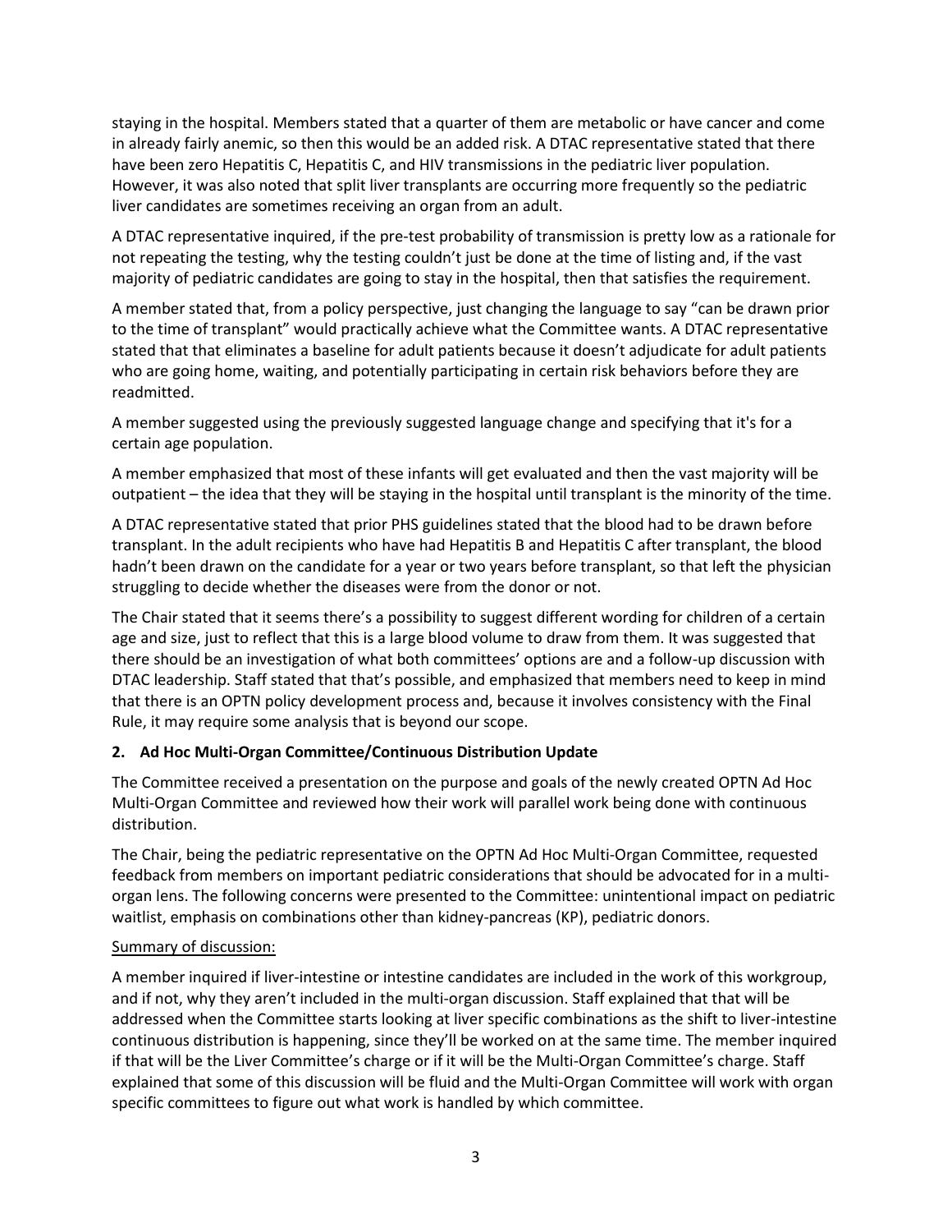staying in the hospital. Members stated that a quarter of them are metabolic or have cancer and come in already fairly anemic, so then this would be an added risk. A DTAC representative stated that there have been zero Hepatitis C, Hepatitis C, and HIV transmissions in the pediatric liver population. However, it was also noted that split liver transplants are occurring more frequently so the pediatric liver candidates are sometimes receiving an organ from an adult.

A DTAC representative inquired, if the pre-test probability of transmission is pretty low as a rationale for not repeating the testing, why the testing couldn't just be done at the time of listing and, if the vast majority of pediatric candidates are going to stay in the hospital, then that satisfies the requirement.

A member stated that, from a policy perspective, just changing the language to say "can be drawn prior to the time of transplant" would practically achieve what the Committee wants. A DTAC representative stated that that eliminates a baseline for adult patients because it doesn't adjudicate for adult patients who are going home, waiting, and potentially participating in certain risk behaviors before they are readmitted.

A member suggested using the previously suggested language change and specifying that it's for a certain age population.

A member emphasized that most of these infants will get evaluated and then the vast majority will be outpatient – the idea that they will be staying in the hospital until transplant is the minority of the time.

A DTAC representative stated that prior PHS guidelines stated that the blood had to be drawn before transplant. In the adult recipients who have had Hepatitis B and Hepatitis C after transplant, the blood hadn't been drawn on the candidate for a year or two years before transplant, so that left the physician struggling to decide whether the diseases were from the donor or not.

The Chair stated that it seems there's a possibility to suggest different wording for children of a certain age and size, just to reflect that this is a large blood volume to draw from them. It was suggested that there should be an investigation of what both committees' options are and a follow-up discussion with DTAC leadership. Staff stated that that's possible, and emphasized that members need to keep in mind that there is an OPTN policy development process and, because it involves consistency with the Final Rule, it may require some analysis that is beyond our scope.

**2. Ad Hoc Multi-Organ Committee/Continuous Distribution Update**

The Committee received a presentation on the purpose and goals of the newly created OPTN Ad Hoc Multi-Organ Committee and reviewed how their work will parallel work being done with continuous distribution.

The Chair, being the pediatric representative on the OPTN Ad Hoc Multi-Organ Committee, requested feedback from members on important pediatric considerations that should be advocated for in a multi-organ lens. The following concerns were presented to the Committee: unintentional impact on pediatric waitlist, emphasis on combinations other than kidney-pancreas (KP), pediatric donors.

Summary of discussion:

A member inquired if liver-intestine or intestine candidates are included in the work of this workgroup, and if not, why they aren't included in the multi-organ discussion. Staff explained that that will be addressed when the Committee starts looking at liver specific combinations as the shift to liver-intestine continuous distribution is happening, since they'll be worked on at the same time. The member inquired if that will be the Liver Committee's charge or if it will be the Multi-Organ Committee's charge. Staff explained that some of this discussion will be fluid and the Multi-Organ Committee will work with organ specific committees to figure out what work is handled by which committee.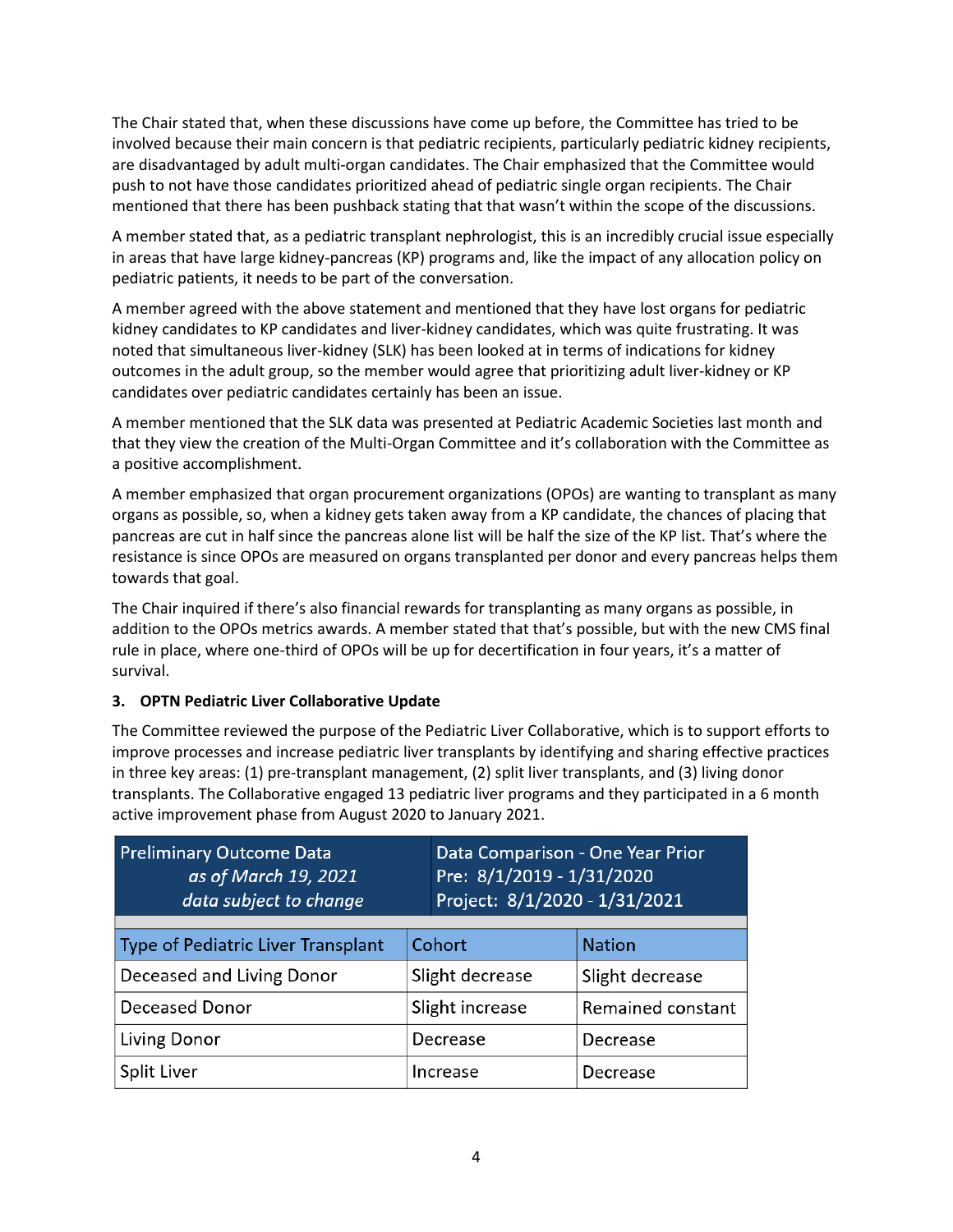The Chair stated that, when these discussions have come up before, the Committee has tried to be involved because their main concern is that pediatric recipients, particularly pediatric kidney recipients, are disadvantaged by adult multi-organ candidates. The Chair emphasized that the Committee would push to not have those candidates prioritized ahead of pediatric single organ recipients. The Chair mentioned that there has been pushback stating that that wasn't within the scope of the discussions.

A member stated that, as a pediatric transplant nephrologist, this is an incredibly crucial issue especially in areas that have large kidney-pancreas (KP) programs and, like the impact of any allocation policy on pediatric patients, it needs to be part of the conversation.

A member agreed with the above statement and mentioned that they have lost organs for pediatric kidney candidates to KP candidates and liver-kidney candidates, which was quite frustrating. It was noted that simultaneous liver-kidney (SLK) has been looked at in terms of indications for kidney outcomes in the adult group, so the member would agree that prioritizing adult liver-kidney or KP candidates over pediatric candidates certainly has been an issue.

A member mentioned that the SLK data was presented at Pediatric Academic Societies last month and that they view the creation of the Multi-Organ Committee and it's collaboration with the Committee as a positive accomplishment.

A member emphasized that organ procurement organizations (OPOs) are wanting to transplant as many organs as possible, so, when a kidney gets taken away from a KP candidate, the chances of placing that pancreas are cut in half since the pancreas alone list will be half the size of the KP list. That's where the resistance is since OPOs are measured on organs transplanted per donor and every pancreas helps them towards that goal.

The Chair inquired if there's also financial rewards for transplanting as many organs as possible, in addition to the OPOs metrics awards. A member stated that that's possible, but with the new CMS final rule in place, where one-third of OPOs will be up for decertification in four years, it's a matter of survival.

### 3. OPTN Pediatric Liver Collaborative Update

The Committee reviewed the purpose of the Pediatric Liver Collaborative, which is to support efforts to improve processes and increase pediatric liver transplants by identifying and sharing effective practices in three key areas: (1) pre-transplant management, (2) split liver transplants, and (3) living donor transplants. The Collaborative engaged 13 pediatric liver programs and they participated in a 6 month active improvement phase from August 2020 to January 2021.

| Preliminary Outcome Data *as of March 19, 2021* *data subject to change* | Data Comparison - One Year Prior Pre: 8/1/2019 - 1/31/2020 Project: 8/1/2020 - 1/31/2021 | |
|---|---|---|
| Type of Pediatric Liver Transplant | Cohort | Nation |
| Deceased and Living Donor | Slight decrease | Slight decrease |
| Deceased Donor | Slight increase | Remained constant |
| Living Donor | Decrease | Decrease |
| Split Liver | Increase | Decrease |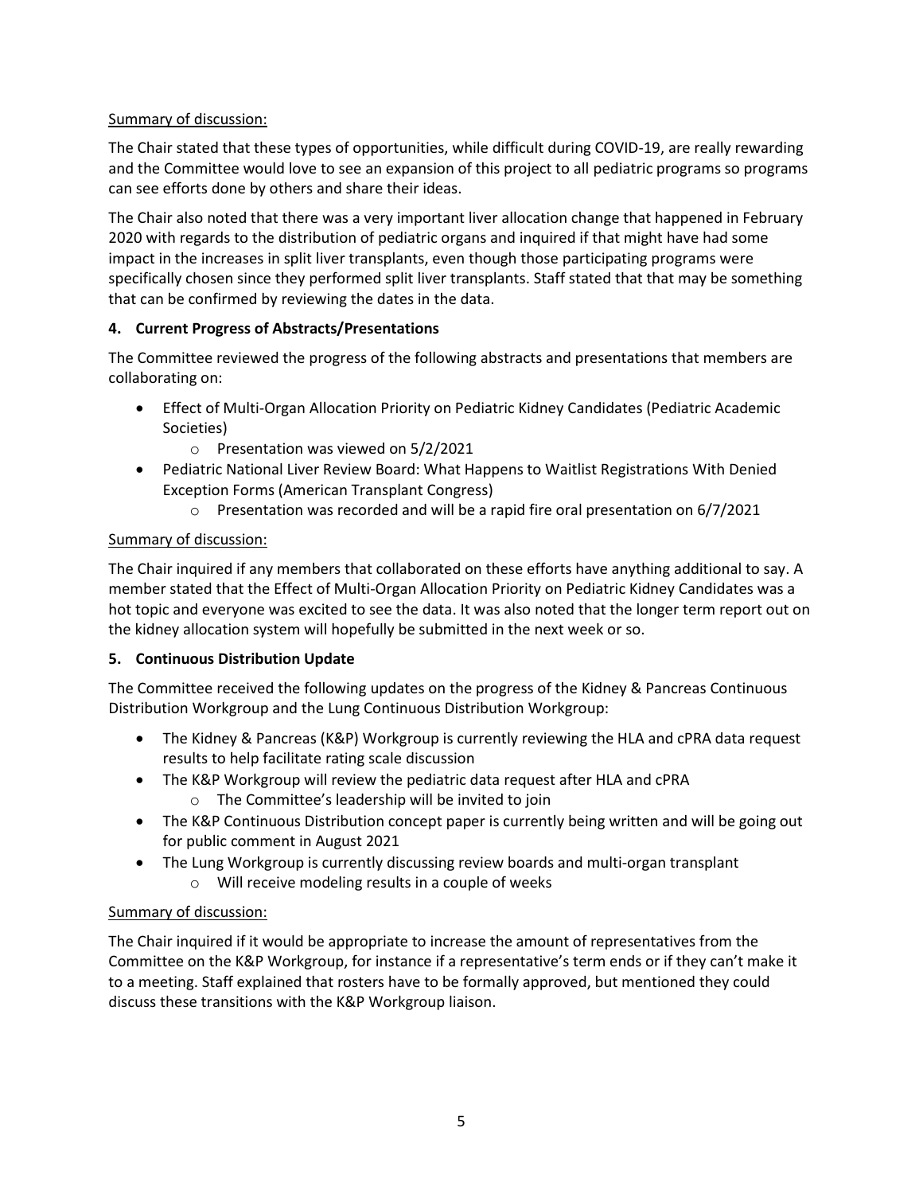Summary of discussion:

The Chair stated that these types of opportunities, while difficult during COVID-19, are really rewarding and the Committee would love to see an expansion of this project to all pediatric programs so programs can see efforts done by others and share their ideas.

The Chair also noted that there was a very important liver allocation change that happened in February 2020 with regards to the distribution of pediatric organs and inquired if that might have had some impact in the increases in split liver transplants, even though those participating programs were specifically chosen since they performed split liver transplants. Staff stated that that may be something that can be confirmed by reviewing the dates in the data.

**4. Current Progress of Abstracts/Presentations**

The Committee reviewed the progress of the following abstracts and presentations that members are collaborating on:

- Effect of Multi-Organ Allocation Priority on Pediatric Kidney Candidates (Pediatric Academic Societies)
    - Presentation was viewed on 5/2/2021
- Pediatric National Liver Review Board: What Happens to Waitlist Registrations With Denied Exception Forms (American Transplant Congress)
    - Presentation was recorded and will be a rapid fire oral presentation on 6/7/2021

Summary of discussion:

The Chair inquired if any members that collaborated on these efforts have anything additional to say. A member stated that the Effect of Multi-Organ Allocation Priority on Pediatric Kidney Candidates was a hot topic and everyone was excited to see the data. It was also noted that the longer term report out on the kidney allocation system will hopefully be submitted in the next week or so.

**5. Continuous Distribution Update**

The Committee received the following updates on the progress of the Kidney & Pancreas Continuous Distribution Workgroup and the Lung Continuous Distribution Workgroup:

- The Kidney & Pancreas (K&P) Workgroup is currently reviewing the HLA and cPRA data request results to help facilitate rating scale discussion
- The K&P Workgroup will review the pediatric data request after HLA and cPRA
    - The Committee's leadership will be invited to join
- The K&P Continuous Distribution concept paper is currently being written and will be going out for public comment in August 2021
- The Lung Workgroup is currently discussing review boards and multi-organ transplant
    - Will receive modeling results in a couple of weeks

Summary of discussion:

The Chair inquired if it would be appropriate to increase the amount of representatives from the Committee on the K&P Workgroup, for instance if a representative's term ends or if they can't make it to a meeting. Staff explained that rosters have to be formally approved, but mentioned they could discuss these transitions with the K&P Workgroup liaison.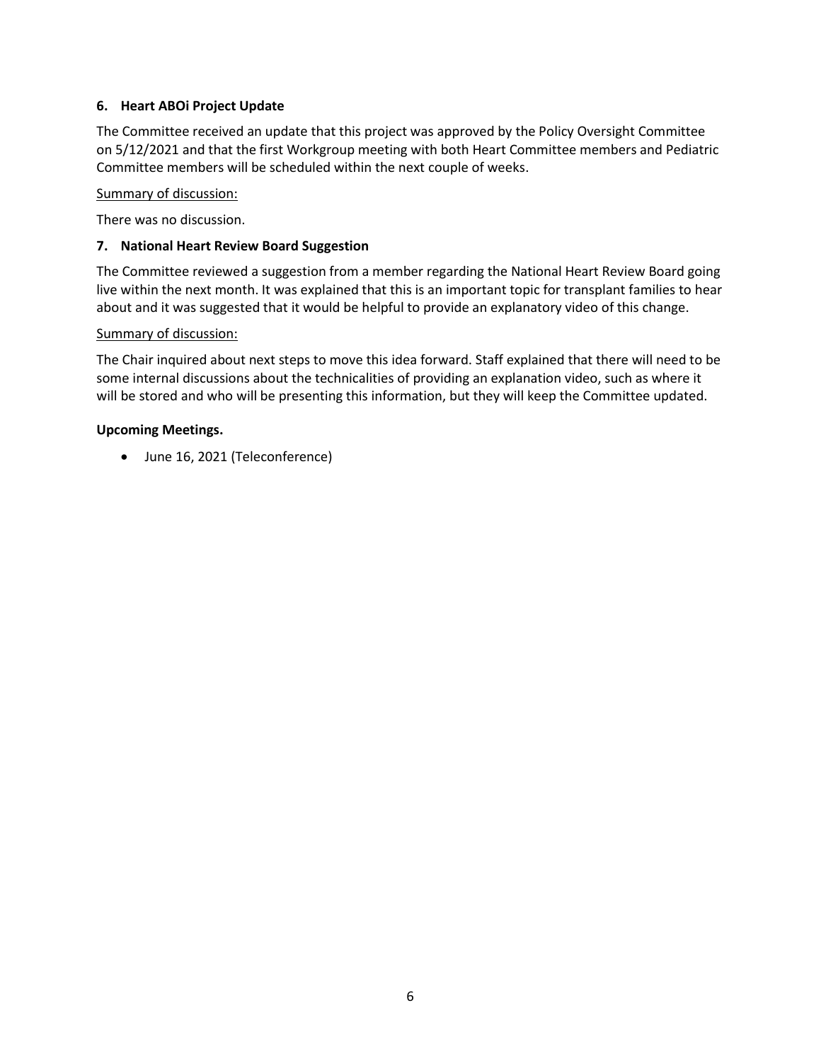### 6. Heart ABOi Project Update

The Committee received an update that this project was approved by the Policy Oversight Committee on 5/12/2021 and that the first Workgroup meeting with both Heart Committee members and Pediatric Committee members will be scheduled within the next couple of weeks.

Summary of discussion:

There was no discussion.

### 7. National Heart Review Board Suggestion

The Committee reviewed a suggestion from a member regarding the National Heart Review Board going live within the next month. It was explained that this is an important topic for transplant families to hear about and it was suggested that it would be helpful to provide an explanatory video of this change.

Summary of discussion:

The Chair inquired about next steps to move this idea forward. Staff explained that there will need to be some internal discussions about the technicalities of providing an explanation video, such as where it will be stored and who will be presenting this information, but they will keep the Committee updated.

### Upcoming Meetings.

- June 16, 2021 (Teleconference)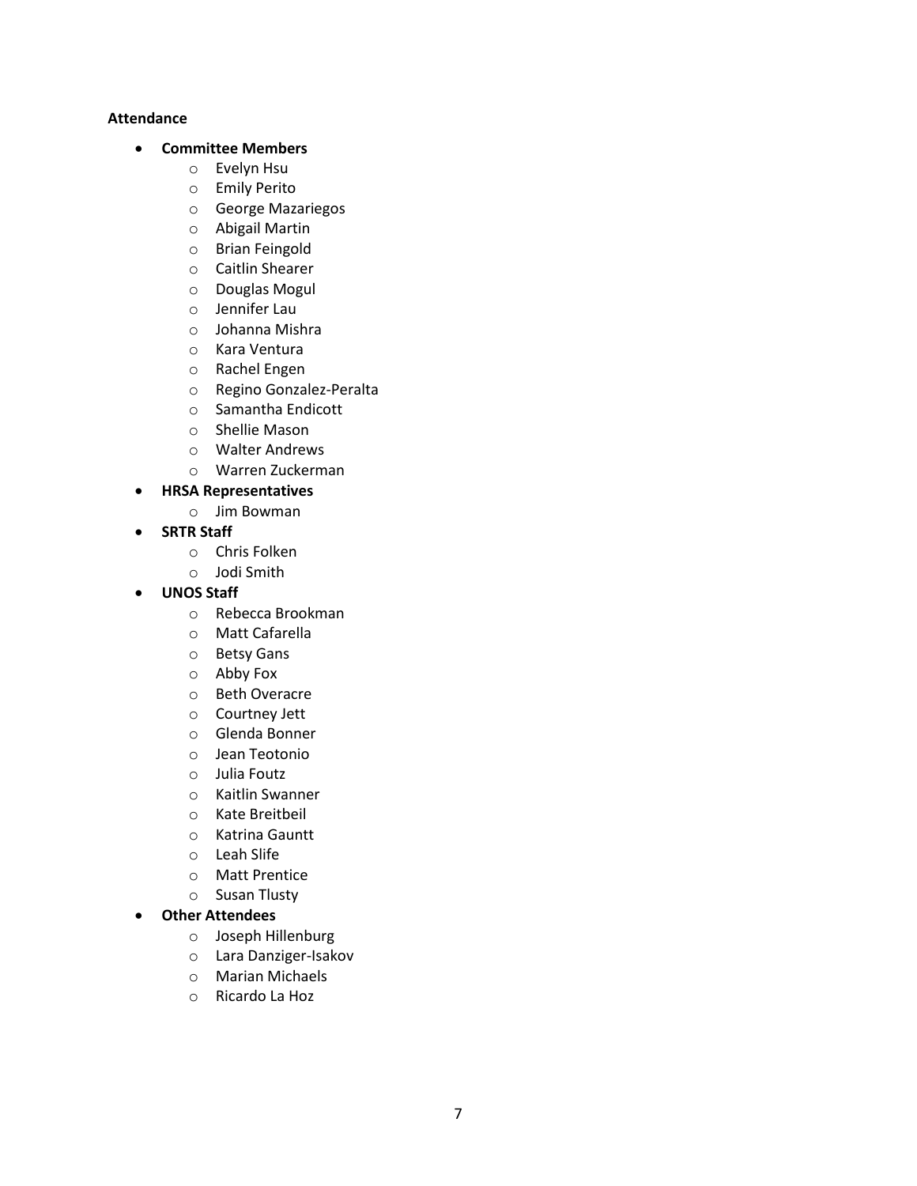**Attendance**

- **Committee Members**
  - Evelyn Hsu
  - Emily Perito
  - George Mazariegos
  - Abigail Martin
  - Brian Feingold
  - Caitlin Shearer
  - Douglas Mogul
  - Jennifer Lau
  - Johanna Mishra
  - Kara Ventura
  - Rachel Engen
  - Regino Gonzalez-Peralta
  - Samantha Endicott
  - Shellie Mason
  - Walter Andrews
  - Warren Zuckerman
- **HRSA Representatives**
  - Jim Bowman
- **SRTR Staff**
  - Chris Folken
  - Jodi Smith
- **UNOS Staff**
  - Rebecca Brookman
  - Matt Cafarella
  - Betsy Gans
  - Abby Fox
  - Beth Overacre
  - Courtney Jett
  - Glenda Bonner
  - Jean Teotonio
  - Julia Foutz
  - Kaitlin Swanner
  - Kate Breitbeil
  - Katrina Gauntt
  - Leah Slife
  - Matt Prentice
  - Susan Tlusty
- **Other Attendees**
  - Joseph Hillenburg
  - Lara Danziger-Isakov
  - Marian Michaels
  - Ricardo La Hoz